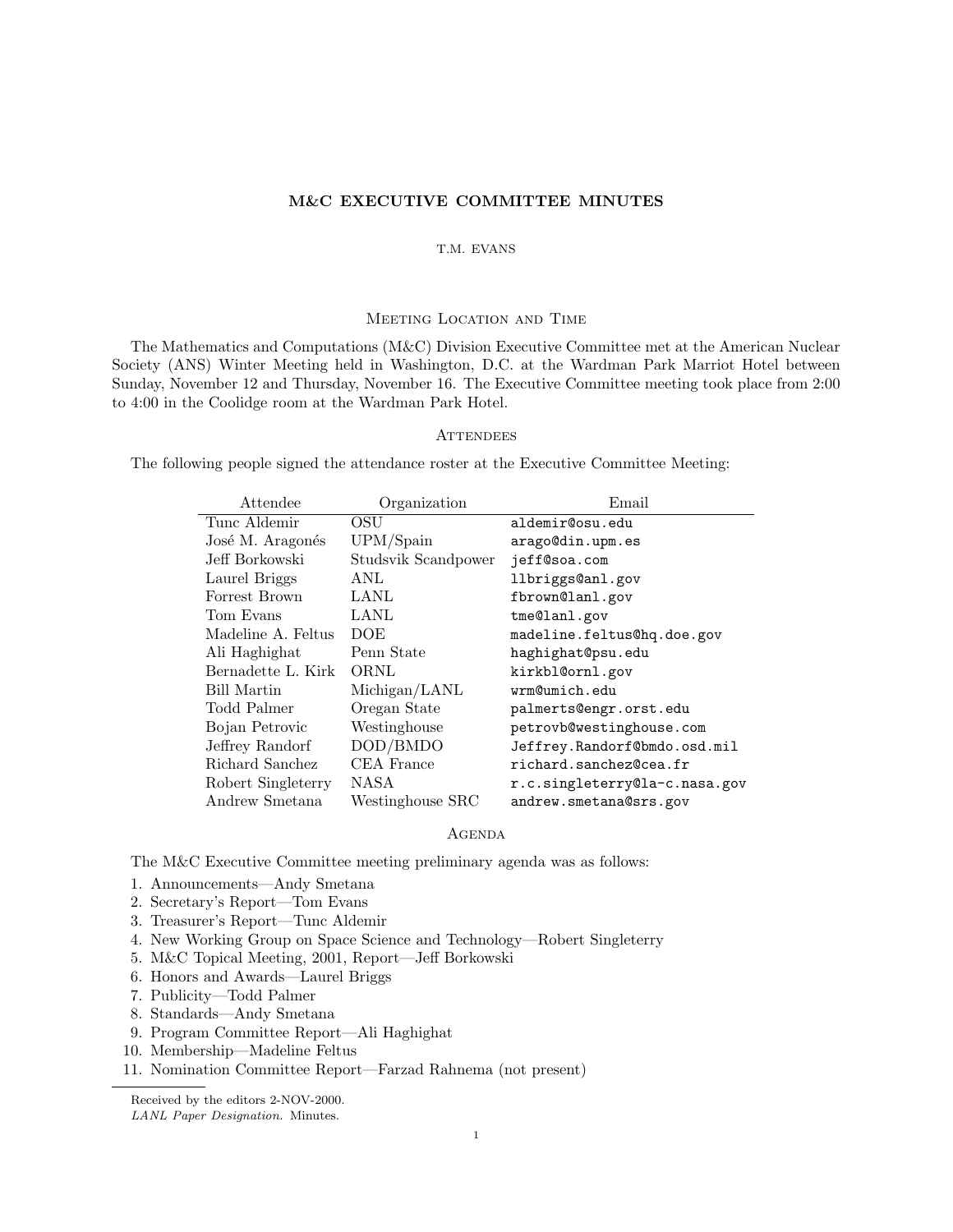# M&C EXECUTIVE COMMITTEE MINUTES

T.M. EVANS

## Meeting Location and Time

The Mathematics and Computations (M&C) Division Executive Committee met at the American Nuclear Society (ANS) Winter Meeting held in Washington, D.C. at the Wardman Park Marriot Hotel between Sunday, November 12 and Thursday, November 16. The Executive Committee meeting took place from 2:00 to 4:00 in the Coolidge room at the Wardman Park Hotel.

## Attendees

The following people signed the attendance roster at the Executive Committee Meeting:

| Attendee | Organization | Email |
|---|---|---|
| Tunc Aldemir | OSU | aldemir@osu.edu |
| José M. Aragonés | UPM/Spain | arago@din.upm.es |
| Jeff Borkowski | Studsvik Scandpower | jeff@soa.com |
| Laurel Briggs | ANL | llbriggs@anl.gov |
| Forrest Brown | LANL | fbrown@lanl.gov |
| Tom Evans | LANL | tme@lanl.gov |
| Madeline A. Feltus | DOE | madeline.feltus@hq.doe.gov |
| Ali Haghighat | Penn State | haghighat@psu.edu |
| Bernadette L. Kirk | ORNL | kirkbl@ornl.gov |
| Bill Martin | Michigan/LANL | wrm@umich.edu |
| Todd Palmer | Oregan State | palmerts@engr.orst.edu |
| Bojan Petrovic | Westinghouse | petrovb@westinghouse.com |
| Jeffrey Randorf | DOD/BMDO | Jeffrey.Randorf@bmdo.osd.mil |
| Richard Sanchez | CEA France | richard.sanchez@cea.fr |
| Robert Singleterry | NASA | r.c.singleterry@la-c.nasa.gov |
| Andrew Smetana | Westinghouse SRC | andrew.smetana@srs.gov |

## Agenda

The M&C Executive Committee meeting preliminary agenda was as follows:

1. Announcements—Andy Smetana
2. Secretary's Report—Tom Evans
3. Treasurer's Report—Tunc Aldemir
4. New Working Group on Space Science and Technology—Robert Singleterry
5. M&C Topical Meeting, 2001, Report—Jeff Borkowski
6. Honors and Awards—Laurel Briggs
7. Publicity—Todd Palmer
8. Standards—Andy Smetana
9. Program Committee Report—Ali Haghighat
10. Membership—Madeline Feltus
11. Nomination Committee Report—Farzad Rahnema (not present)

---

Received by the editors 2-NOV-2000.

*LANL Paper Designation.* Minutes.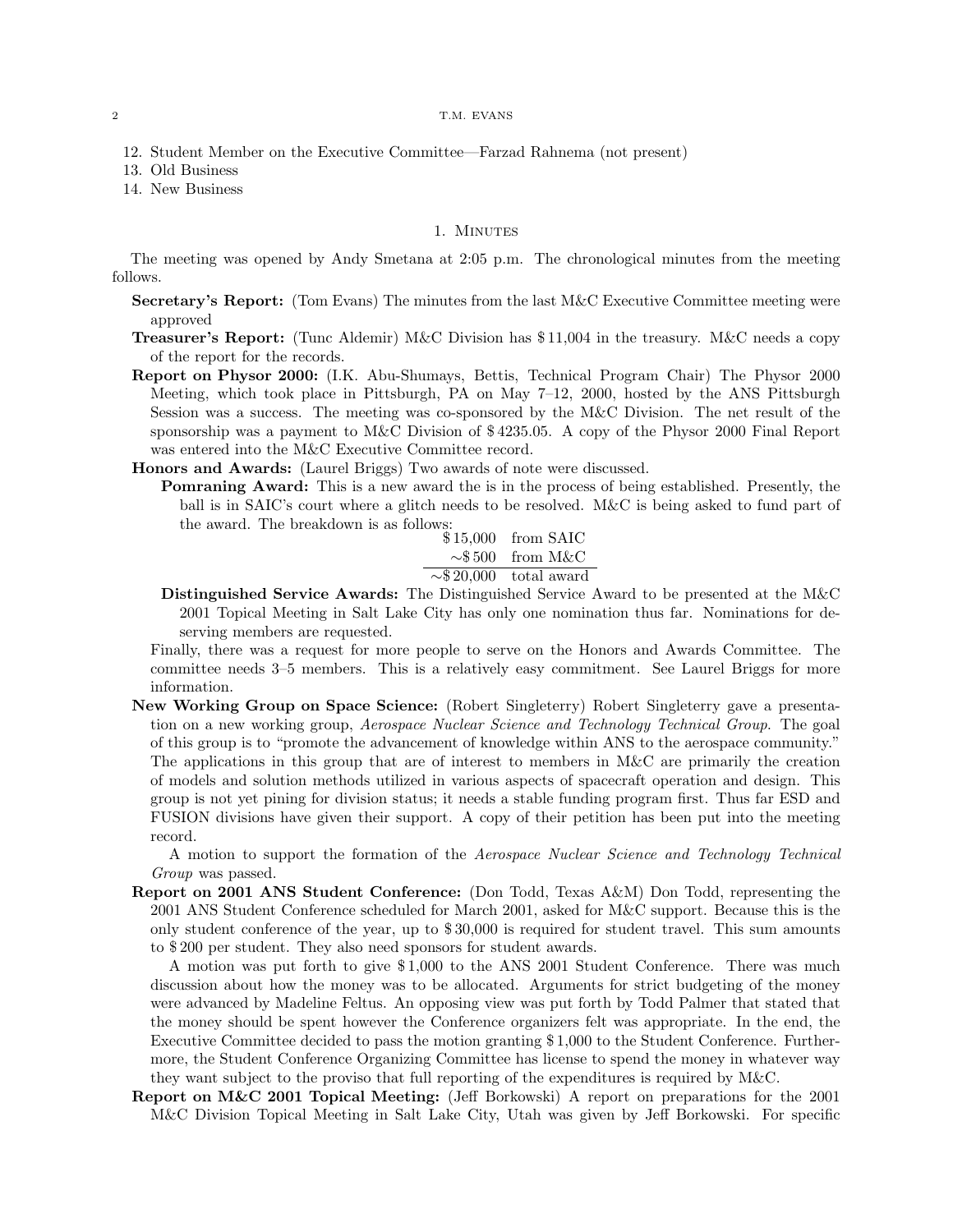12. Student Member on the Executive Committee—Farzad Rahnema (not present)
13. Old Business
14. New Business

## 1. Minutes

The meeting was opened by Andy Smetana at 2:05 p.m. The chronological minutes from the meeting follows.

**Secretary's Report:** (Tom Evans) The minutes from the last M&C Executive Committee meeting were approved

**Treasurer's Report:** (Tunc Aldemir) M&C Division has $11,004 in the treasury. M&C needs a copy of the report for the records.

**Report on Physor 2000:** (I.K. Abu-Shumays, Bettis, Technical Program Chair) The Physor 2000 Meeting, which took place in Pittsburgh, PA on May 7–12, 2000, hosted by the ANS Pittsburgh Session was a success. The meeting was co-sponsored by the M&C Division. The net result of the sponsorship was a payment to M&C Division of $4235.05. A copy of the Physor 2000 Final Report was entered into the M&C Executive Committee record.

**Honors and Awards:** (Laurel Briggs) Two awards of note were discussed.

**Pomraning Award:** This is a new award the is in the process of being established. Presently, the ball is in SAIC's court where a glitch needs to be resolved. M&C is being asked to fund part of the award. The breakdown is as follows:

| | |
|---|---|
| $15,000 | from SAIC |
| ∼$500 | from M&C |
| ∼$20,000 | total award |

**Distinguished Service Awards:** The Distinguished Service Award to be presented at the M&C 2001 Topical Meeting in Salt Lake City has only one nomination thus far. Nominations for deserving members are requested.

Finally, there was a request for more people to serve on the Honors and Awards Committee. The committee needs 3–5 members. This is a relatively easy commitment. See Laurel Briggs for more information.

**New Working Group on Space Science:** (Robert Singleterry) Robert Singleterry gave a presentation on a new working group, *Aerospace Nuclear Science and Technology Technical Group*. The goal of this group is to "promote the advancement of knowledge within ANS to the aerospace community." The applications in this group that are of interest to members in M&C are primarily the creation of models and solution methods utilized in various aspects of spacecraft operation and design. This group is not yet pining for division status; it needs a stable funding program first. Thus far ESD and FUSION divisions have given their support. A copy of their petition has been put into the meeting record.

A motion to support the formation of the *Aerospace Nuclear Science and Technology Technical Group* was passed.

**Report on 2001 ANS Student Conference:** (Don Todd, Texas A&M) Don Todd, representing the 2001 ANS Student Conference scheduled for March 2001, asked for M&C support. Because this is the only student conference of the year, up to $30,000 is required for student travel. This sum amounts to $200 per student. They also need sponsors for student awards.

A motion was put forth to give $1,000 to the ANS 2001 Student Conference. There was much discussion about how the money was to be allocated. Arguments for strict budgeting of the money were advanced by Madeline Feltus. An opposing view was put forth by Todd Palmer that stated that the money should be spent however the Conference organizers felt was appropriate. In the end, the Executive Committee decided to pass the motion granting $1,000 to the Student Conference. Furthermore, the Student Conference Organizing Committee has license to spend the money in whatever way they want subject to the proviso that full reporting of the expenditures is required by M&C.

**Report on M&C 2001 Topical Meeting:** (Jeff Borkowski) A report on preparations for the 2001 M&C Division Topical Meeting in Salt Lake City, Utah was given by Jeff Borkowski. For specific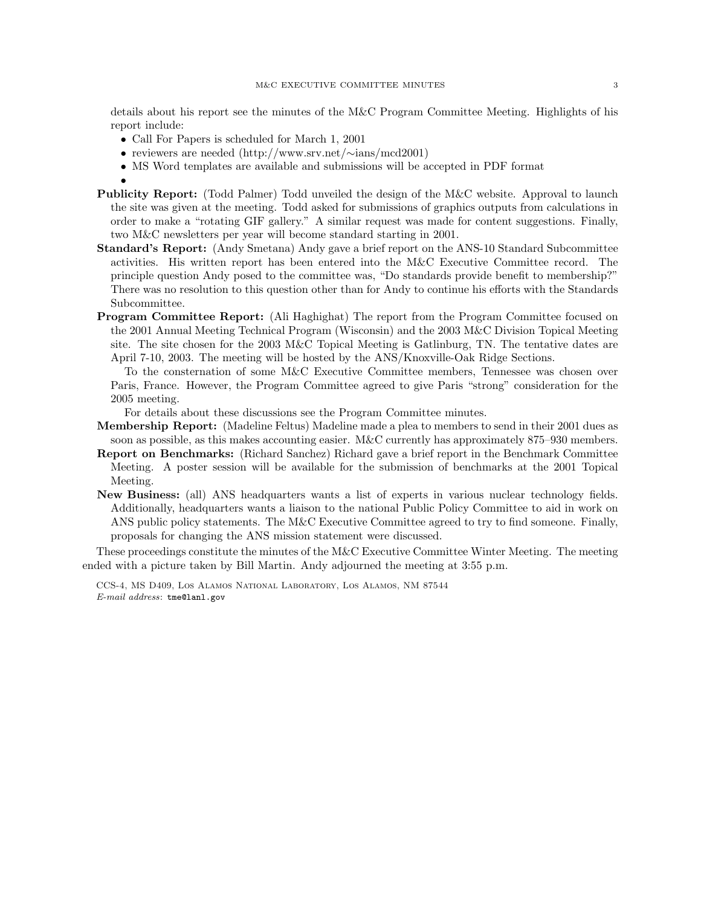details about his report see the minutes of the M&C Program Committee Meeting. Highlights of his report include:

- Call For Papers is scheduled for March 1, 2001
- reviewers are needed (http://www.srv.net/∼ians/mcd2001)
- MS Word templates are available and submissions will be accepted in PDF format
-

**Publicity Report:** (Todd Palmer) Todd unveiled the design of the M&C website. Approval to launch the site was given at the meeting. Todd asked for submissions of graphics outputs from calculations in order to make a "rotating GIF gallery." A similar request was made for content suggestions. Finally, two M&C newsletters per year will become standard starting in 2001.

**Standard's Report:** (Andy Smetana) Andy gave a brief report on the ANS-10 Standard Subcommittee activities. His written report has been entered into the M&C Executive Committee record. The principle question Andy posed to the committee was, "Do standards provide benefit to membership?" There was no resolution to this question other than for Andy to continue his efforts with the Standards Subcommittee.

**Program Committee Report:** (Ali Haghighat) The report from the Program Committee focused on the 2001 Annual Meeting Technical Program (Wisconsin) and the 2003 M&C Division Topical Meeting site. The site chosen for the 2003 M&C Topical Meeting is Gatlinburg, TN. The tentative dates are April 7-10, 2003. The meeting will be hosted by the ANS/Knoxville-Oak Ridge Sections.

To the consternation of some M&C Executive Committee members, Tennessee was chosen over Paris, France. However, the Program Committee agreed to give Paris "strong" consideration for the 2005 meeting.

For details about these discussions see the Program Committee minutes.

**Membership Report:** (Madeline Feltus) Madeline made a plea to members to send in their 2001 dues as soon as possible, as this makes accounting easier. M&C currently has approximately 875–930 members.

**Report on Benchmarks:** (Richard Sanchez) Richard gave a brief report in the Benchmark Committee Meeting. A poster session will be available for the submission of benchmarks at the 2001 Topical Meeting.

**New Business:** (all) ANS headquarters wants a list of experts in various nuclear technology fields. Additionally, headquarters wants a liaison to the national Public Policy Committee to aid in work on ANS public policy statements. The M&C Executive Committee agreed to try to find someone. Finally, proposals for changing the ANS mission statement were discussed.

These proceedings constitute the minutes of the M&C Executive Committee Winter Meeting. The meeting ended with a picture taken by Bill Martin. Andy adjourned the meeting at 3:55 p.m.

CCS-4, MS D409, Los Alamos National Laboratory, Los Alamos, NM 87544
*E-mail address*: tme@lanl.gov